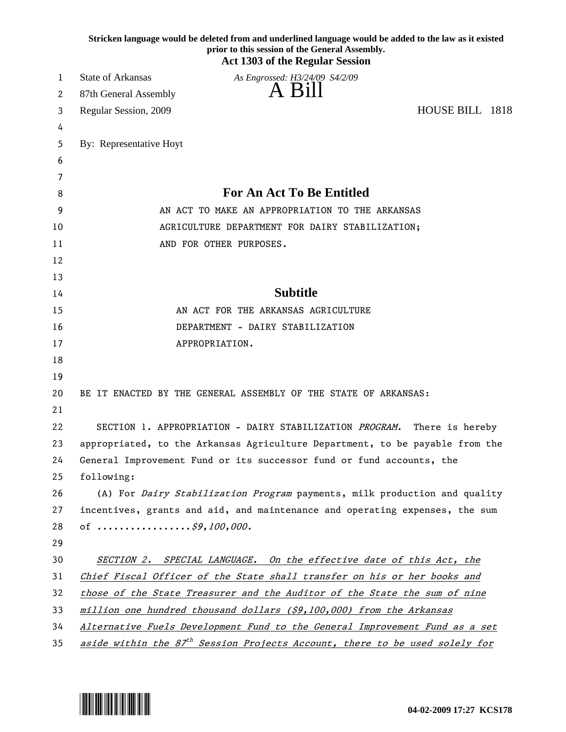Stricken language would be deleted from and underlined language would be added to the law as it existed prior to this session of the General Assembly.

**Act 1303 of the Regular Session**

State of Arkansas — *As Engrossed: H3/24/09 S4/2/09*

87th General Assembly

# A Bill

Regular Session, 2009 — HOUSE BILL 1818

By: Representative Hoyt

## For An Act To Be Entitled

AN ACT TO MAKE AN APPROPRIATION TO THE ARKANSAS AGRICULTURE DEPARTMENT FOR DAIRY STABILIZATION; AND FOR OTHER PURPOSES.

## Subtitle

AN ACT FOR THE ARKANSAS AGRICULTURE DEPARTMENT - DAIRY STABILIZATION APPROPRIATION.

BE IT ENACTED BY THE GENERAL ASSEMBLY OF THE STATE OF ARKANSAS:

SECTION 1. APPROPRIATION - DAIRY STABILIZATION *PROGRAM*. There is hereby appropriated, to the Arkansas Agriculture Department, to be payable from the General Improvement Fund or its successor fund or fund accounts, the following:

(A) For *Dairy Stabilization Program* payments, milk production and quality incentives, grants and aid, and maintenance and operating expenses, the sum of .................*$9,100,000.*

<u>*SECTION 2. SPECIAL LANGUAGE. On the effective date of this Act, the Chief Fiscal Officer of the State shall transfer on his or her books and those of the State Treasurer and the Auditor of the State the sum of nine million one hundred thousand dollars ($9,100,000) from the Arkansas Alternative Fuels Development Fund to the General Improvement Fund as a set aside within the 87th Session Projects Account, there to be used solely for*</u>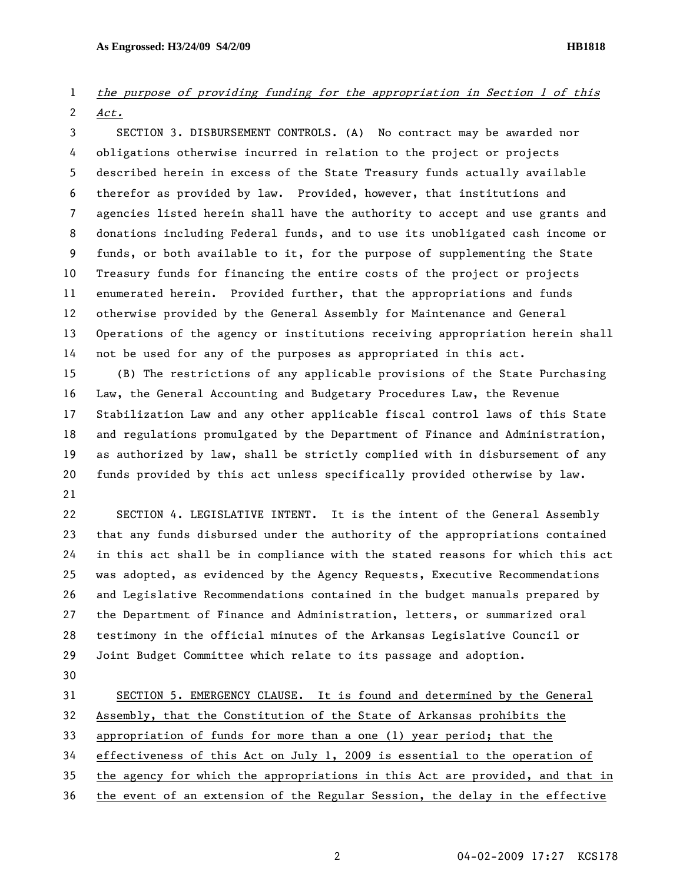*the purpose of providing funding for the appropriation in Section 1 of this Act.*

SECTION 3. DISBURSEMENT CONTROLS. (A) No contract may be awarded nor obligations otherwise incurred in relation to the project or projects described herein in excess of the State Treasury funds actually available therefor as provided by law. Provided, however, that institutions and agencies listed herein shall have the authority to accept and use grants and donations including Federal funds, and to use its unobligated cash income or funds, or both available to it, for the purpose of supplementing the State Treasury funds for financing the entire costs of the project or projects enumerated herein. Provided further, that the appropriations and funds otherwise provided by the General Assembly for Maintenance and General Operations of the agency or institutions receiving appropriation herein shall not be used for any of the purposes as appropriated in this act.

(B) The restrictions of any applicable provisions of the State Purchasing Law, the General Accounting and Budgetary Procedures Law, the Revenue Stabilization Law and any other applicable fiscal control laws of this State and regulations promulgated by the Department of Finance and Administration, as authorized by law, shall be strictly complied with in disbursement of any funds provided by this act unless specifically provided otherwise by law.

SECTION 4. LEGISLATIVE INTENT. It is the intent of the General Assembly that any funds disbursed under the authority of the appropriations contained in this act shall be in compliance with the stated reasons for which this act was adopted, as evidenced by the Agency Requests, Executive Recommendations and Legislative Recommendations contained in the budget manuals prepared by the Department of Finance and Administration, letters, or summarized oral testimony in the official minutes of the Arkansas Legislative Council or Joint Budget Committee which relate to its passage and adoption.

SECTION 5. EMERGENCY CLAUSE. It is found and determined by the General Assembly, that the Constitution of the State of Arkansas prohibits the appropriation of funds for more than a one (1) year period; that the effectiveness of this Act on July 1, 2009 is essential to the operation of the agency for which the appropriations in this Act are provided, and that in the event of an extension of the Regular Session, the delay in the effective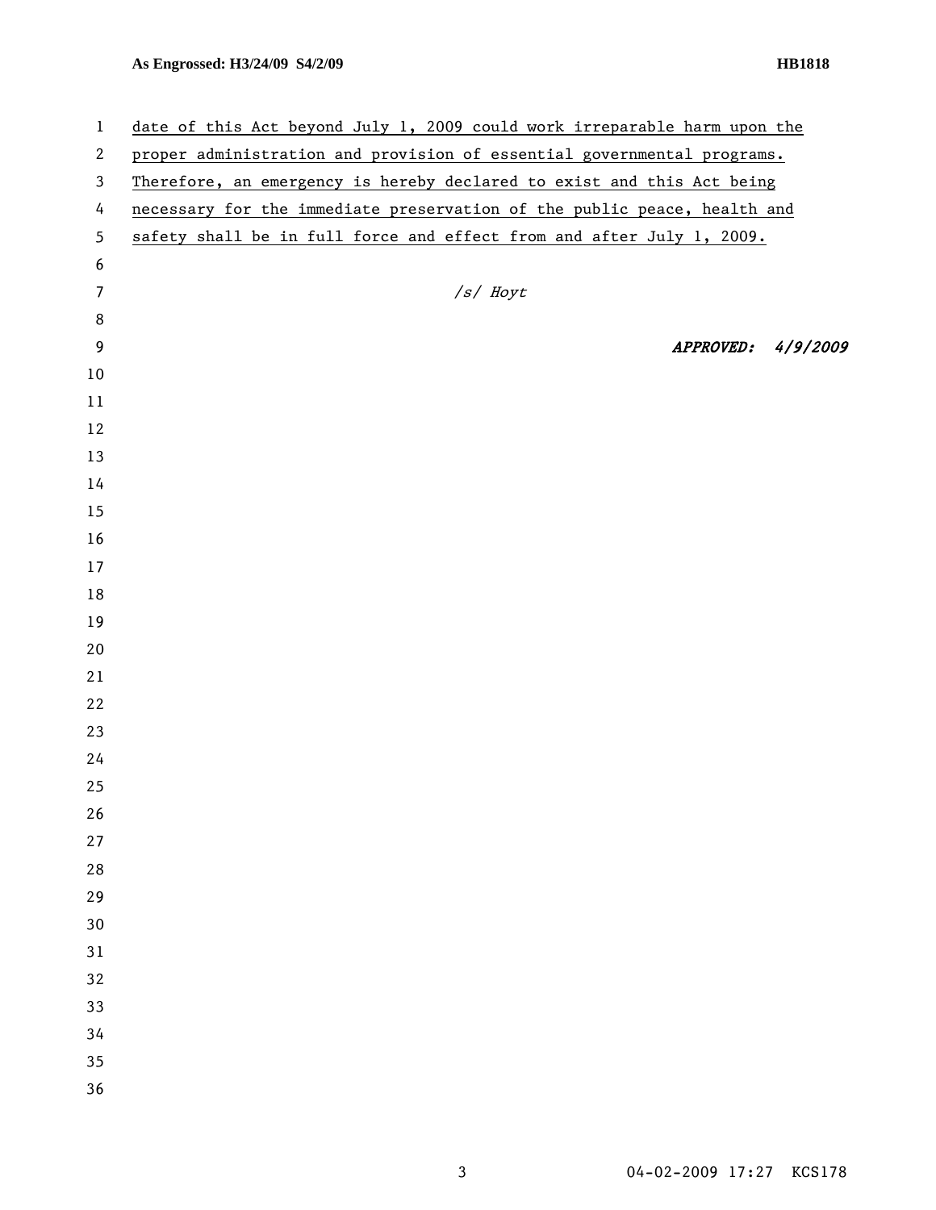date of this Act beyond July 1, 2009 could work irreparable harm upon the proper administration and provision of essential governmental programs. Therefore, an emergency is hereby declared to exist and this Act being necessary for the immediate preservation of the public peace, health and safety shall be in full force and effect from and after July 1, 2009.

*/s/ Hoyt*

***APPROVED: 4/9/2009***